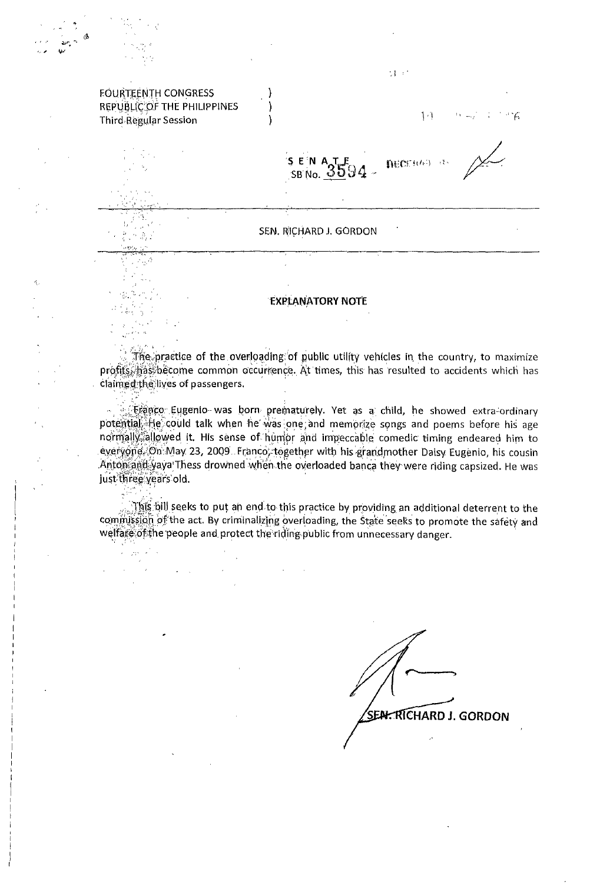FOURTEENTH CONGRESS )
REPUBLIC OF THE PHILIPPINES )
Third Regular Session )

SENATE
SB No. 3594

SEN. RICHARD J. GORDON

## EXPLANATORY NOTE

The practice of the overloading of public utility vehicles in the country, to maximize profits, has become common occurrence. At times, this has resulted to accidents which has claimed the lives of passengers.

Franco Eugenio was born prematurely. Yet as a child, he showed extra-ordinary potential. He could talk when he was one and memorize songs and poems before his age normally allowed it. His sense of humor and impeccable comedic timing endeared him to everyone. On May 23, 2009 Franco, together with his grandmother Daisy Eugenio, his cousin Anton and yaya Thess drowned when the overloaded banca they were riding capsized. He was just three years old.

This bill seeks to put an end to this practice by providing an additional deterrent to the commission of the act. By criminalizing overloading, the State seeks to promote the safety and welfare of the people and protect the riding public from unnecessary danger.

SEN. RICHARD J. GORDON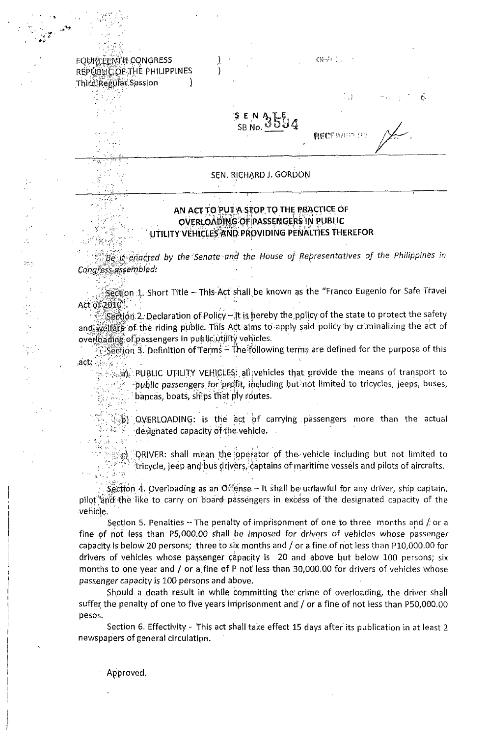FOURTEENTH CONGRESS )
REPUBLIC OF THE PHILIPPINES )
Third Regular Session )

SENATE
SB No. 3594

RECEIVED BY

SEN. RICHARD J. GORDON

## AN ACT TO PUT A STOP TO THE PRACTICE OF OVERLOADING OF PASSENGERS IN PUBLIC UTILITY VEHICLES AND PROVIDING PENALTIES THEREFOR

*Be it enacted by the Senate and the House of Representatives of the Philippines in Congress assembled:*

Section 1. Short Title – This Act shall be known as the "Franco Eugenio for Safe Travel Act of 2010".

Section 2. Declaration of Policy – It is hereby the policy of the state to protect the safety and welfare of the riding public. This Act aims to apply said policy by criminalizing the act of overloading of passengers in public utility vehicles.

Section 3. Definition of Terms – The following terms are defined for the purpose of this act:

a) PUBLIC UTILITY VEHICLES: all vehicles that provide the means of transport to public passengers for profit, including but not limited to tricycles, jeeps, buses, bancas, boats, ships that ply routes.

b) OVERLOADING: is the act of carrying passengers more than the actual designated capacity of the vehicle.

c) DRIVER: shall mean the operator of the vehicle including but not limited to tricycle, jeep and bus drivers, captains of maritime vessels and pilots of aircrafts.

Section 4. Overloading as an Offense – It shall be unlawful for any driver, ship captain, pilot and the like to carry on board passengers in excess of the designated capacity of the vehicle.

Section 5. Penalties – The penalty of imprisonment of one to three months and / or a fine of not less than P5,000.00 shall be imposed for drivers of vehicles whose passenger capacity is below 20 persons; three to six months and / or a fine of not less than P10,000.00 for drivers of vehicles whose passenger capacity is 20 and above but below 100 persons; six months to one year and / or a fine of P not less than 30,000.00 for drivers of vehicles whose passenger capacity is 100 persons and above.

Should a death result in while committing the crime of overloading, the driver shall suffer the penalty of one to five years imprisonment and / or a fine of not less than P50,000.00 pesos.

Section 6. Effectivity - This act shall take effect 15 days after its publication in at least 2 newspapers of general circulation.

Approved.